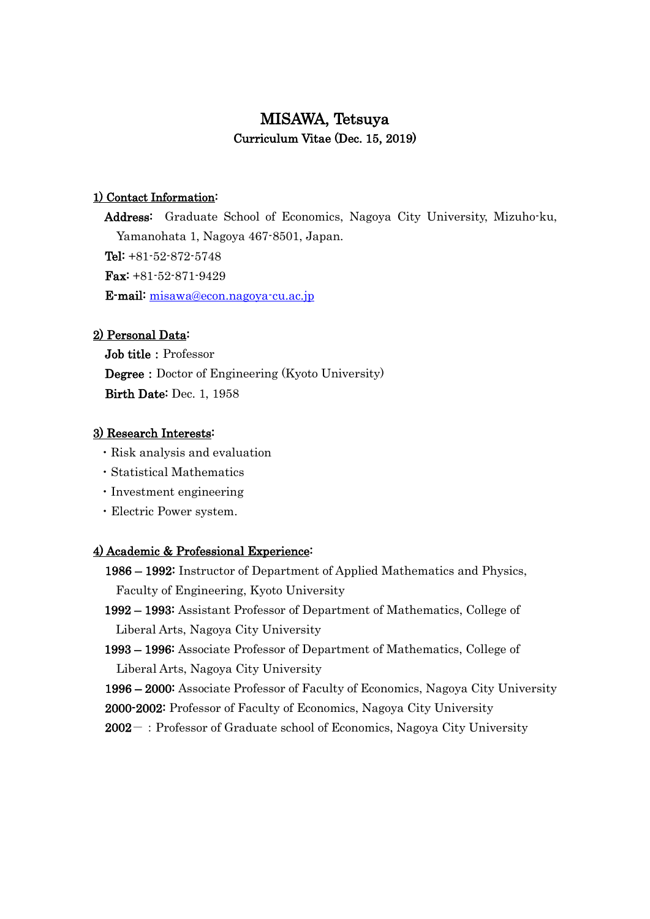# MISAWA, Tetsuya

**Curriculum Vitae (Dec. 15, 2019)**

## 1) Contact Information:

**Address:** Graduate School of Economics, Nagoya City University, Mizuho-ku, Yamanohata 1, Nagoya 467-8501, Japan.

**Tel:** +81-52-872-5748

**Fax:** +81-52-871-9429

**E-mail:** misawa@econ.nagoya-cu.ac.jp

## 2) Personal Data:

**Job title：** Professor

**Degree：** Doctor of Engineering (Kyoto University)

**Birth Date:** Dec. 1, 1958

## 3) Research Interests:

- Risk analysis and evaluation
- Statistical Mathematics
- Investment engineering
- Electric Power system.

## 4) Academic & Professional Experience:

**1986 – 1992:** Instructor of Department of Applied Mathematics and Physics, Faculty of Engineering, Kyoto University

**1992 – 1993:** Assistant Professor of Department of Mathematics, College of Liberal Arts, Nagoya City University

**1993 – 1996:** Associate Professor of Department of Mathematics, College of Liberal Arts, Nagoya City University

**1996 – 2000:** Associate Professor of Faculty of Economics, Nagoya City University

**2000-2002:** Professor of Faculty of Economics, Nagoya City University

**2002－：**Professor of Graduate school of Economics, Nagoya City University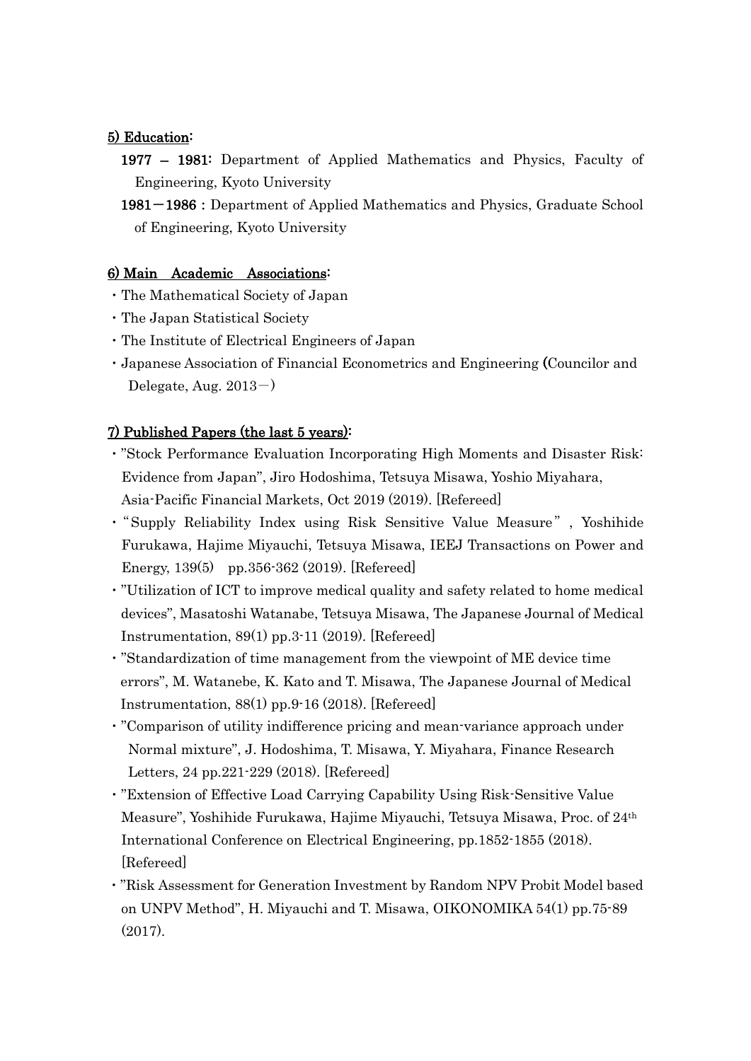## 5) Education:

**1977 – 1981:** Department of Applied Mathematics and Physics, Faculty of Engineering, Kyoto University

**1981－1986 :** Department of Applied Mathematics and Physics, Graduate School of Engineering, Kyoto University

## 6) Main Academic Associations:

- The Mathematical Society of Japan
- The Japan Statistical Society
- The Institute of Electrical Engineers of Japan
- Japanese Association of Financial Econometrics and Engineering (Councilor and Delegate, Aug. 2013－)

## 7) Published Papers (the last 5 years):

- "Stock Performance Evaluation Incorporating High Moments and Disaster Risk: Evidence from Japan", Jiro Hodoshima, Tetsuya Misawa, Yoshio Miyahara, Asia-Pacific Financial Markets, Oct 2019 (2019). [Refereed]
- "Supply Reliability Index using Risk Sensitive Value Measure", Yoshihide Furukawa, Hajime Miyauchi, Tetsuya Misawa, IEEJ Transactions on Power and Energy, 139(5) pp.356-362 (2019). [Refereed]
- "Utilization of ICT to improve medical quality and safety related to home medical devices", Masatoshi Watanabe, Tetsuya Misawa, The Japanese Journal of Medical Instrumentation, 89(1) pp.3-11 (2019). [Refereed]
- "Standardization of time management from the viewpoint of ME device time errors", M. Watanebe, K. Kato and T. Misawa, The Japanese Journal of Medical Instrumentation, 88(1) pp.9-16 (2018). [Refereed]
- "Comparison of utility indifference pricing and mean-variance approach under Normal mixture", J. Hodoshima, T. Misawa, Y. Miyahara, Finance Research Letters, 24 pp.221-229 (2018). [Refereed]
- "Extension of Effective Load Carrying Capability Using Risk-Sensitive Value Measure", Yoshihide Furukawa, Hajime Miyauchi, Tetsuya Misawa, Proc. of 24th International Conference on Electrical Engineering, pp.1852-1855 (2018). [Refereed]
- "Risk Assessment for Generation Investment by Random NPV Probit Model based on UNPV Method", H. Miyauchi and T. Misawa, OIKONOMIKA 54(1) pp.75-89 (2017).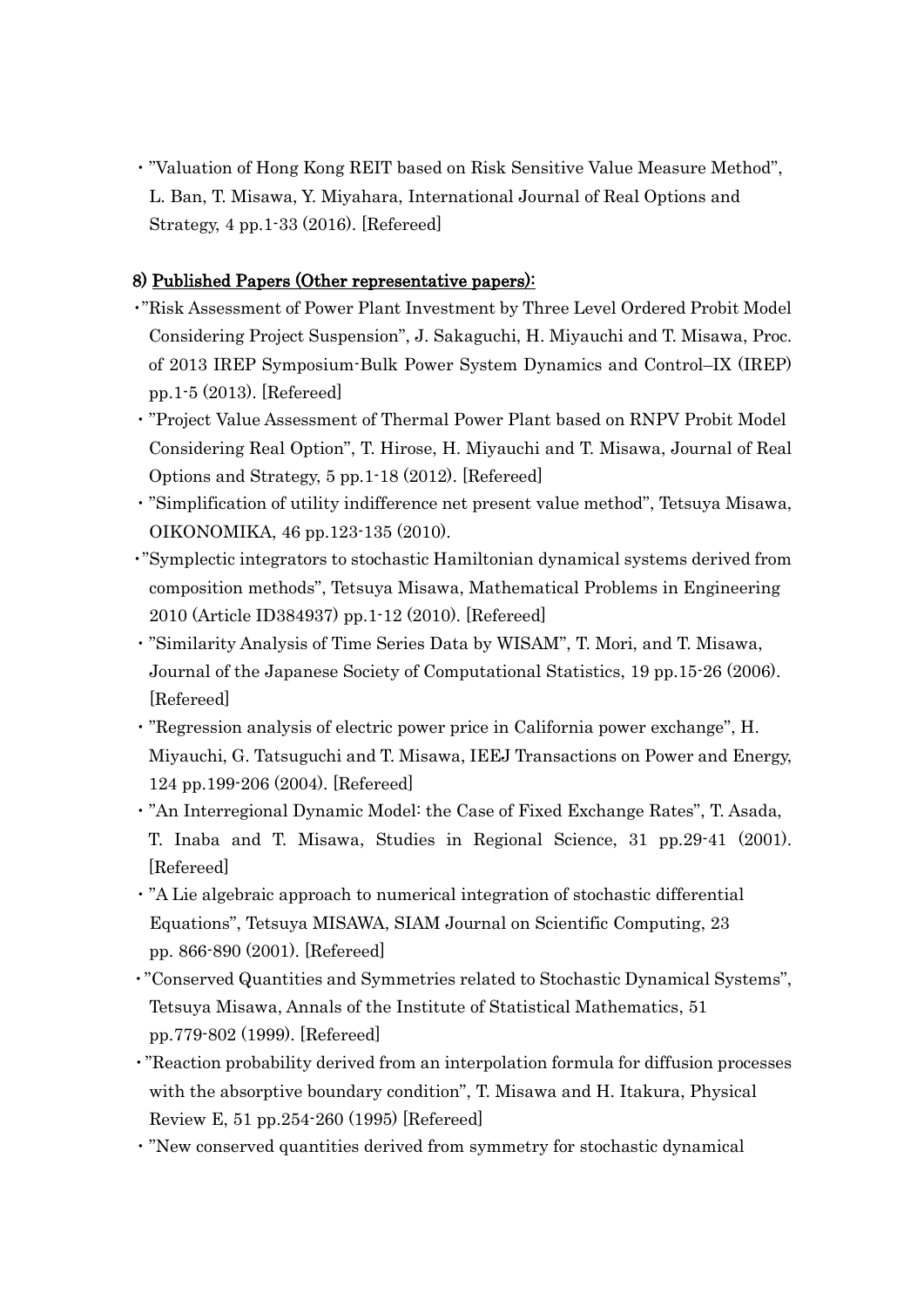・"Valuation of Hong Kong REIT based on Risk Sensitive Value Measure Method", L. Ban, T. Misawa, Y. Miyahara, International Journal of Real Options and Strategy, 4 pp.1-33 (2016). [Refereed]

### 8) Published Papers (Other representative papers):

・"Risk Assessment of Power Plant Investment by Three Level Ordered Probit Model Considering Project Suspension", J. Sakaguchi, H. Miyauchi and T. Misawa, Proc. of 2013 IREP Symposium-Bulk Power System Dynamics and Control–IX (IREP) pp.1-5 (2013). [Refereed]

・"Project Value Assessment of Thermal Power Plant based on RNPV Probit Model Considering Real Option", T. Hirose, H. Miyauchi and T. Misawa, Journal of Real Options and Strategy, 5 pp.1-18 (2012). [Refereed]

・"Simplification of utility indifference net present value method", Tetsuya Misawa, OIKONOMIKA, 46 pp.123-135 (2010).

・"Symplectic integrators to stochastic Hamiltonian dynamical systems derived from composition methods", Tetsuya Misawa, Mathematical Problems in Engineering 2010 (Article ID384937) pp.1-12 (2010). [Refereed]

・"Similarity Analysis of Time Series Data by WISAM", T. Mori, and T. Misawa, Journal of the Japanese Society of Computational Statistics, 19 pp.15-26 (2006). [Refereed]

・"Regression analysis of electric power price in California power exchange", H. Miyauchi, G. Tatsuguchi and T. Misawa, IEEJ Transactions on Power and Energy, 124 pp.199-206 (2004). [Refereed]

・"An Interregional Dynamic Model: the Case of Fixed Exchange Rates", T. Asada, T. Inaba and T. Misawa, Studies in Regional Science, 31 pp.29-41 (2001). [Refereed]

・"A Lie algebraic approach to numerical integration of stochastic differential Equations", Tetsuya MISAWA, SIAM Journal on Scientific Computing, 23 pp. 866-890 (2001). [Refereed]

・"Conserved Quantities and Symmetries related to Stochastic Dynamical Systems", Tetsuya Misawa, Annals of the Institute of Statistical Mathematics, 51 pp.779-802 (1999). [Refereed]

・"Reaction probability derived from an interpolation formula for diffusion processes with the absorptive boundary condition", T. Misawa and H. Itakura, Physical Review E, 51 pp.254-260 (1995) [Refereed]

・"New conserved quantities derived from symmetry for stochastic dynamical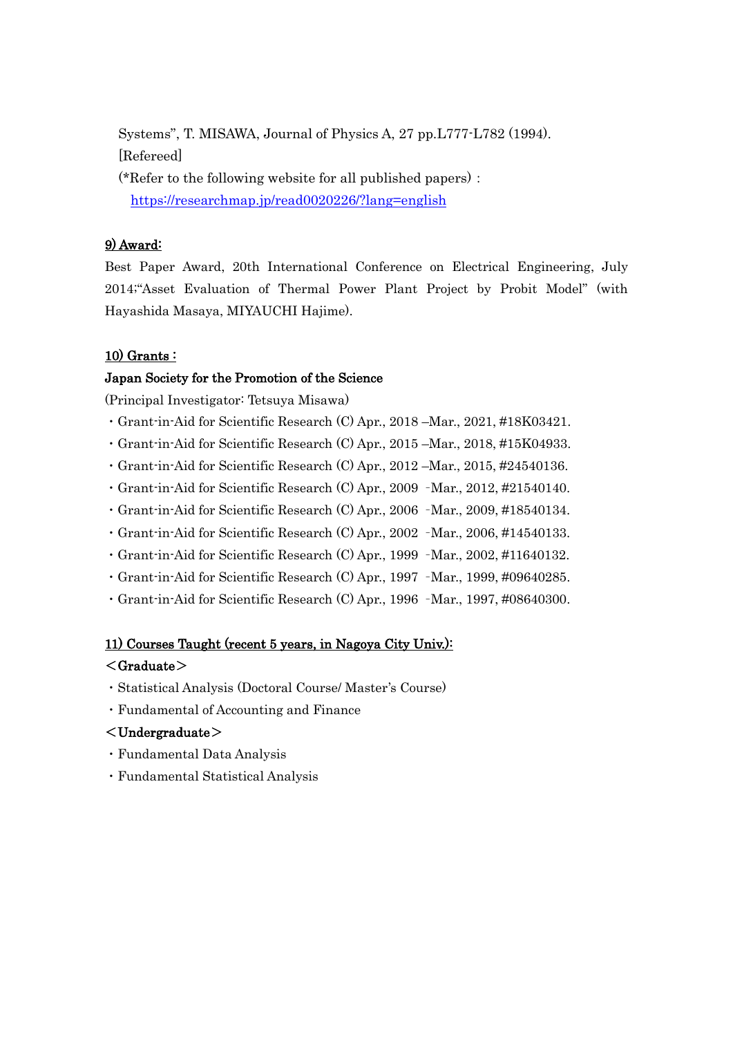Systems", T. MISAWA, Journal of Physics A, 27 pp.L777-L782 (1994). [Refereed]

(*Refer to the following website for all published papers) :
https://researchmap.jp/read0020226/?lang=english

**9) Award:**

Best Paper Award, 20th International Conference on Electrical Engineering, July 2014:"Asset Evaluation of Thermal Power Plant Project by Probit Model" (with Hayashida Masaya, MIYAUCHI Hajime).

**10) Grants :**

**Japan Society for the Promotion of the Science**

(Principal Investigator: Tetsuya Misawa)

- Grant-in-Aid for Scientific Research (C) Apr., 2018 –Mar., 2021, #18K03421.
- Grant-in-Aid for Scientific Research (C) Apr., 2015 –Mar., 2018, #15K04933.
- Grant-in-Aid for Scientific Research (C) Apr., 2012 –Mar., 2015, #24540136.
- Grant-in-Aid for Scientific Research (C) Apr., 2009 -Mar., 2012, #21540140.
- Grant-in-Aid for Scientific Research (C) Apr., 2006 -Mar., 2009, #18540134.
- Grant-in-Aid for Scientific Research (C) Apr., 2002 -Mar., 2006, #14540133.
- Grant-in-Aid for Scientific Research (C) Apr., 1999 -Mar., 2002, #11640132.
- Grant-in-Aid for Scientific Research (C) Apr., 1997 -Mar., 1999, #09640285.
- Grant-in-Aid for Scientific Research (C) Apr., 1996 -Mar., 1997, #08640300.

**11) Courses Taught (recent 5 years, in Nagoya City Univ.):**

**＜Graduate＞**

- Statistical Analysis (Doctoral Course/ Master's Course)
- Fundamental of Accounting and Finance

**＜Undergraduate＞**

- Fundamental Data Analysis
- Fundamental Statistical Analysis